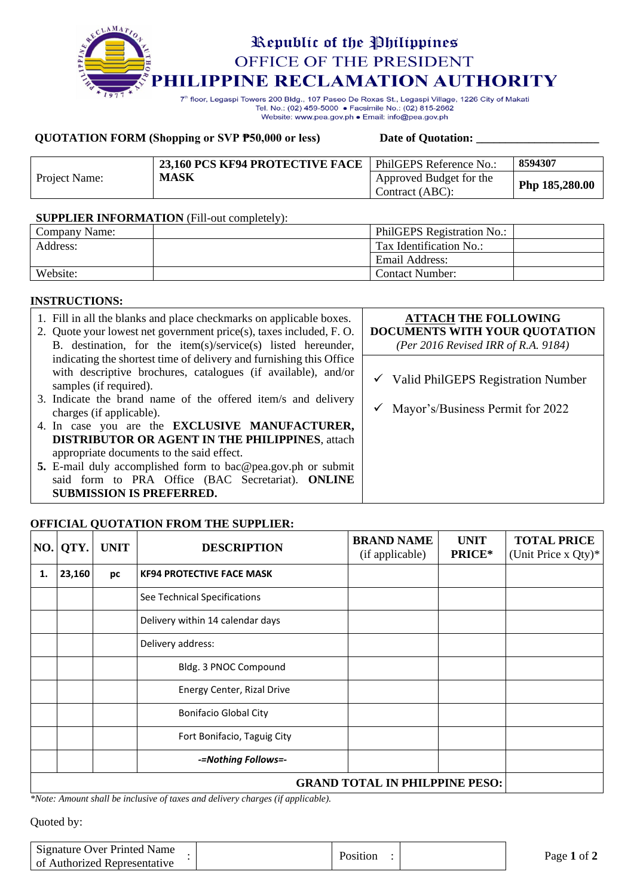# Republic of the Philippines
## OFFICE OF THE PRESIDENT
# PHILIPPINE RECLAMATION AUTHORITY

7th floor, Legaspi Towers 200 Bldg., 107 Paseo De Roxas St., Legaspi Village, 1226 City of Makati
Tel. No.: (02) 459-5000 • Facsimile No.: (02) 815-2662
Website: www.pea.gov.ph • Email: info@pea.gov.ph

**QUOTATION FORM (Shopping or SVP ₱50,000 or less)** **Date of Quotation: ____________________**

| Project Name: | **23,160 PCS KF94 PROTECTIVE FACE MASK** | PhilGEPS Reference No.: | **8594307** |
|---|---|---|---|
| | | Approved Budget for the Contract (ABC): | **Php 185,280.00** |

**SUPPLIER INFORMATION** (Fill-out completely):

| Company Name: | | PhilGEPS Registration No.: | |
|---|---|---|---|
| Address: | | Tax Identification No.: | |
| | | Email Address: | |
| Website: | | Contact Number: | |

**INSTRUCTIONS:**

1. Fill in all the blanks and place checkmarks on applicable boxes.
2. Quote your lowest net government price(s), taxes included, F. O. B. destination, for the item(s)/service(s) listed hereunder, indicating the shortest time of delivery and furnishing this Office with descriptive brochures, catalogues (if available), and/or samples (if required).
3. Indicate the brand name of the offered item/s and delivery charges (if applicable).
4. In case you are the **EXCLUSIVE MANUFACTURER, DISTRIBUTOR OR AGENT IN THE PHILIPPINES**, attach appropriate documents to the said effect.
5. E-mail duly accomplished form to bac@pea.gov.ph or submit said form to PRA Office (BAC Secretariat). **ONLINE SUBMISSION IS PREFERRED.**

**ATTACH THE FOLLOWING DOCUMENTS WITH YOUR QUOTATION**
*(Per 2016 Revised IRR of R.A. 9184)*

- ✓ Valid PhilGEPS Registration Number
- ✓ Mayor's/Business Permit for 2022

**OFFICIAL QUOTATION FROM THE SUPPLIER:**

| NO. | QTY. | UNIT | DESCRIPTION | BRAND NAME (if applicable) | UNIT PRICE* | TOTAL PRICE (Unit Price x Qty)* |
|---|---|---|---|---|---|---|
| **1.** | **23,160** | **pc** | **KF94 PROTECTIVE FACE MASK** | | | |
| | | | See Technical Specifications | | | |
| | | | Delivery within 14 calendar days | | | |
| | | | Delivery address: | | | |
| | | | Bldg. 3 PNOC Compound | | | |
| | | | Energy Center, Rizal Drive | | | |
| | | | Bonifacio Global City | | | |
| | | | Fort Bonifacio, Taguig City | | | |
| | | | ***-=Nothing Follows=-*** | | | |
| **GRAND TOTAL IN PHILPPINE PESO:** | | | | | | |

*\*Note: Amount shall be inclusive of taxes and delivery charges (if applicable).*

Quoted by:

| Signature Over Printed Name of Authorized Representative | : | | Position | : | |
|---|---|---|---|---|---|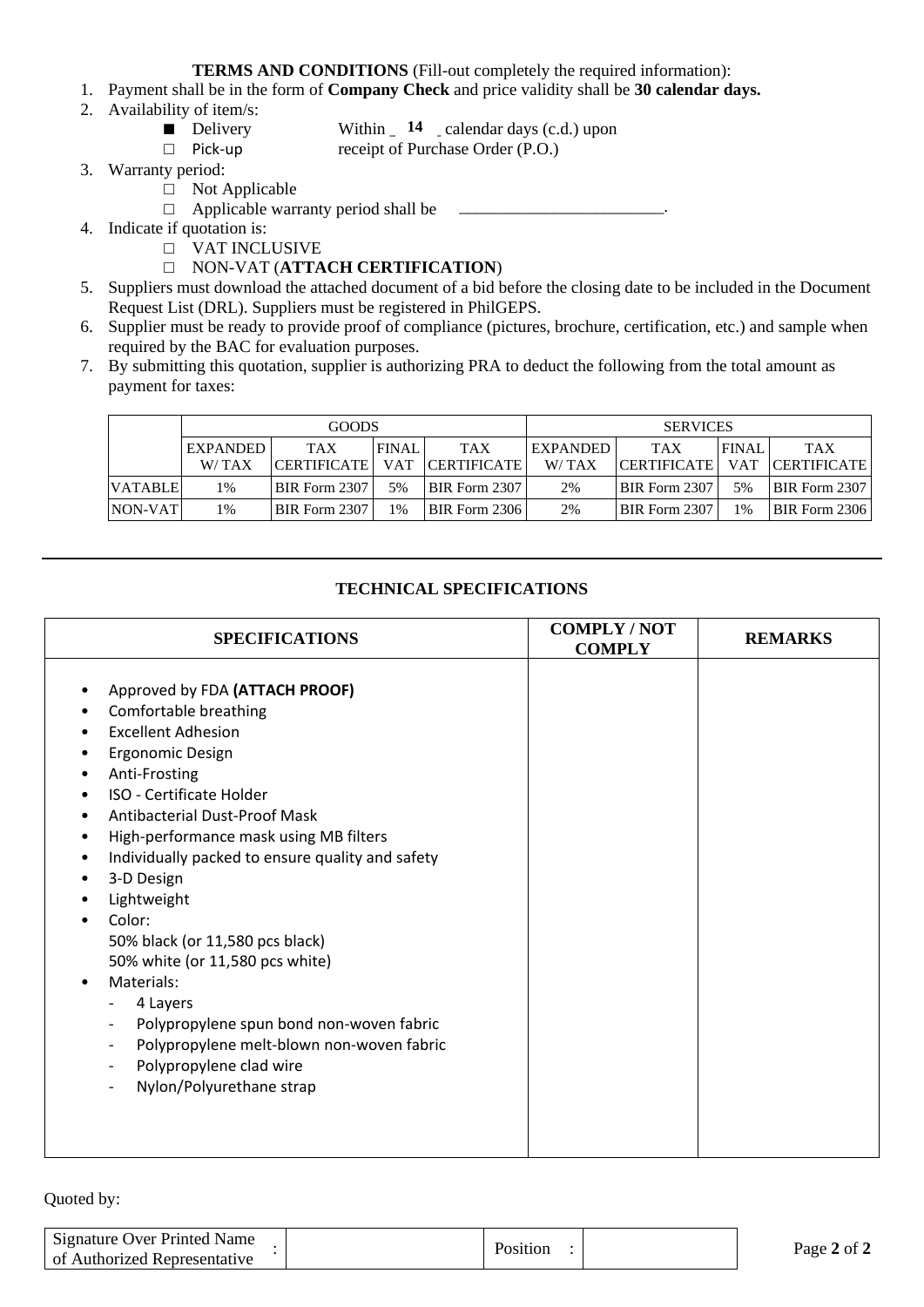**TERMS AND CONDITIONS** (Fill-out completely the required information):

1. Payment shall be in the form of **Company Check** and price validity shall be **30 calendar days.**
2. Availability of item/s:
   - ■ Delivery — Within _ **14** _ calendar days (c.d.) upon receipt of Purchase Order (P.O.)
   - □ Pick-up
3. Warranty period:
   - □ Not Applicable
   - □ Applicable warranty period shall be ________________________.
4. Indicate if quotation is:
   - □ VAT INCLUSIVE
   - □ NON-VAT (**ATTACH CERTIFICATION**)
5. Suppliers must download the attached document of a bid before the closing date to be included in the Document Request List (DRL). Suppliers must be registered in PhilGEPS.
6. Supplier must be ready to provide proof of compliance (pictures, brochure, certification, etc.) and sample when required by the BAC for evaluation purposes.
7. By submitting this quotation, supplier is authorizing PRA to deduct the following from the total amount as payment for taxes:

| | GOODS | | | | SERVICES | | | |
|---|---|---|---|---|---|---|---|---|
| | EXPANDED W/ TAX | TAX CERTIFICATE | FINAL VAT | TAX CERTIFICATE | EXPANDED W/ TAX | TAX CERTIFICATE | FINAL VAT | TAX CERTIFICATE |
| VATABLE | 1% | BIR Form 2307 | 5% | BIR Form 2307 | 2% | BIR Form 2307 | 5% | BIR Form 2307 |
| NON-VAT | 1% | BIR Form 2307 | 1% | BIR Form 2306 | 2% | BIR Form 2307 | 1% | BIR Form 2306 |

---

## TECHNICAL SPECIFICATIONS

| SPECIFICATIONS | COMPLY / NOT COMPLY | REMARKS |
|---|---|---|
| • Approved by FDA **(ATTACH PROOF)**<br>• Comfortable breathing<br>• Excellent Adhesion<br>• Ergonomic Design<br>• Anti-Frosting<br>• ISO - Certificate Holder<br>• Antibacterial Dust-Proof Mask<br>• High-performance mask using MB filters<br>• Individually packed to ensure quality and safety<br>• 3-D Design<br>• Lightweight<br>• Color:<br>50% black (or 11,580 pcs black)<br>50% white (or 11,580 pcs white)<br>• Materials:<br>- 4 Layers<br>- Polypropylene spun bond non-woven fabric<br>- Polypropylene melt-blown non-woven fabric<br>- Polypropylene clad wire<br>- Nylon/Polyurethane strap | | |

Quoted by:

| Signature Over Printed Name of Authorized Representative | : | | Position | : | |
|---|---|---|---|---|---|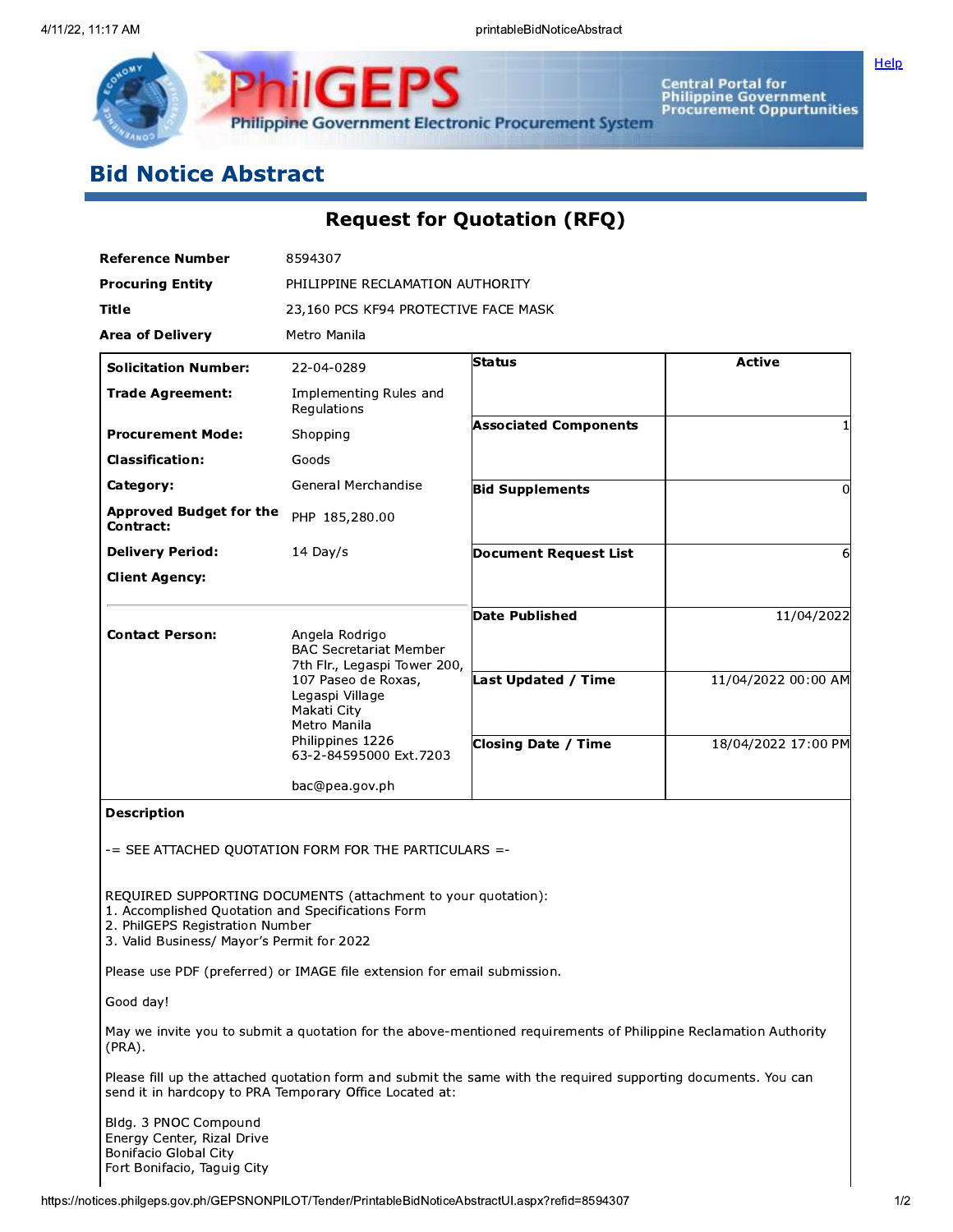# Bid Notice Abstract

## Request for Quotation (RFQ)

| | |
|---|---|
| **Reference Number** | 8594307 |
| **Procuring Entity** | PHILIPPINE RECLAMATION AUTHORITY |
| **Title** | 23,160 PCS KF94 PROTECTIVE FACE MASK |
| **Area of Delivery** | Metro Manila |

| | | | |
|---|---|---|---|
| **Solicitation Number:** | 22-04-0289 | **Status** | Active |
| **Trade Agreement:** | Implementing Rules and Regulations | | |
| **Procurement Mode:** | Shopping | **Associated Components** | 1 |
| **Classification:** | Goods | | |
| **Category:** | General Merchandise | **Bid Supplements** | 0 |
| **Approved Budget for the Contract:** | PHP 185,280.00 | | |
| **Delivery Period:** | 14 Day/s | **Document Request List** | 6 |
| **Client Agency:** | | | |
| | | **Date Published** | 11/04/2022 |
| **Contact Person:** | Angela Rodrigo<br>BAC Secretariat Member<br>7th Flr., Legaspi Tower 200, 107 Paseo de Roxas, Legaspi Village<br>Makati City<br>Metro Manila<br>Philippines 1226<br>63-2-84595000 Ext.7203<br><br>bac@pea.gov.ph | **Last Updated / Time** | 11/04/2022 00:00 AM |
| | | **Closing Date / Time** | 18/04/2022 17:00 PM |

**Description**

-= SEE ATTACHED QUOTATION FORM FOR THE PARTICULARS =-

REQUIRED SUPPORTING DOCUMENTS (attachment to your quotation):
1. Accomplished Quotation and Specifications Form
2. PhilGEPS Registration Number
3. Valid Business/ Mayor's Permit for 2022

Please use PDF (preferred) or IMAGE file extension for email submission.

Good day!

May we invite you to submit a quotation for the above-mentioned requirements of Philippine Reclamation Authority (PRA).

Please fill up the attached quotation form and submit the same with the required supporting documents. You can send it in hardcopy to PRA Temporary Office Located at:

Bldg. 3 PNOC Compound
Energy Center, Rizal Drive
Bonifacio Global City
Fort Bonifacio, Taguig City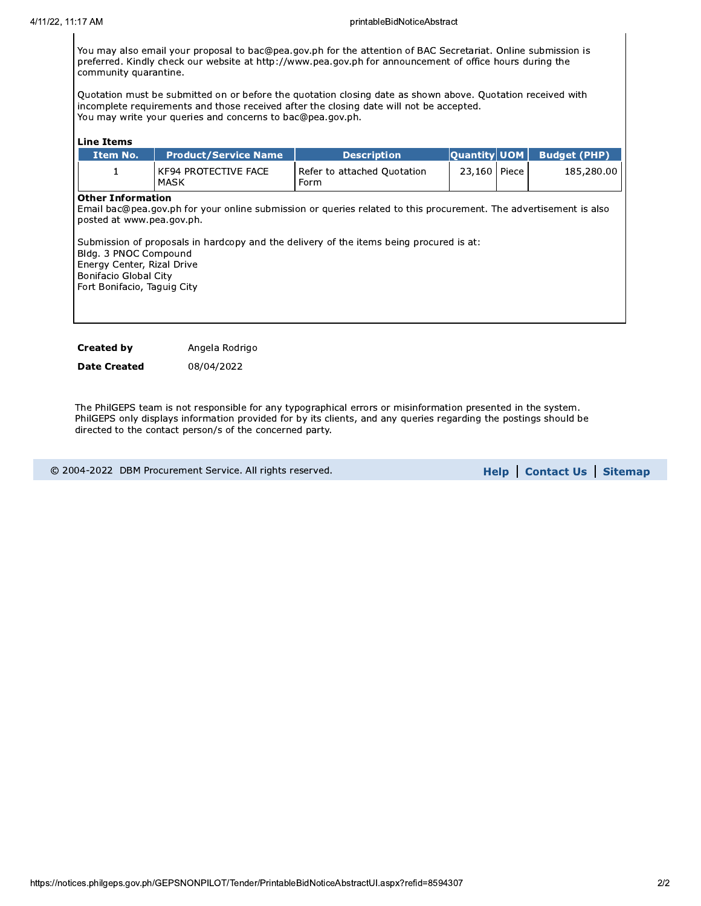You may also email your proposal to bac@pea.gov.ph for the attention of BAC Secretariat. Online submission is preferred. Kindly check our website at http://www.pea.gov.ph for announcement of office hours during the community quarantine.

Quotation must be submitted on or before the quotation closing date as shown above. Quotation received with incomplete requirements and those received after the closing date will not be accepted.
You may write your queries and concerns to bac@pea.gov.ph.

**Line Items**

| Item No. | Product/Service Name | Description | Quantity | UOM | Budget (PHP) |
|---|---|---|---|---|---|
| 1 | KF94 PROTECTIVE FACE MASK | Refer to attached Quotation Form | 23,160 | Piece | 185,280.00 |

**Other Information**
Email bac@pea.gov.ph for your online submission or queries related to this procurement. The advertisement is also posted at www.pea.gov.ph.

Submission of proposals in hardcopy and the delivery of the items being procured is at:
Bldg. 3 PNOC Compound
Energy Center, Rizal Drive
Bonifacio Global City
Fort Bonifacio, Taguig City

| | |
|---|---|
| **Created by** | Angela Rodrigo |
| **Date Created** | 08/04/2022 |

The PhilGEPS team is not responsible for any typographical errors or misinformation presented in the system. PhilGEPS only displays information provided for by its clients, and any queries regarding the postings should be directed to the contact person/s of the concerned party.

© 2004-2022 DBM Procurement Service. All rights reserved.

**Help** | **Contact Us** | **Sitemap**